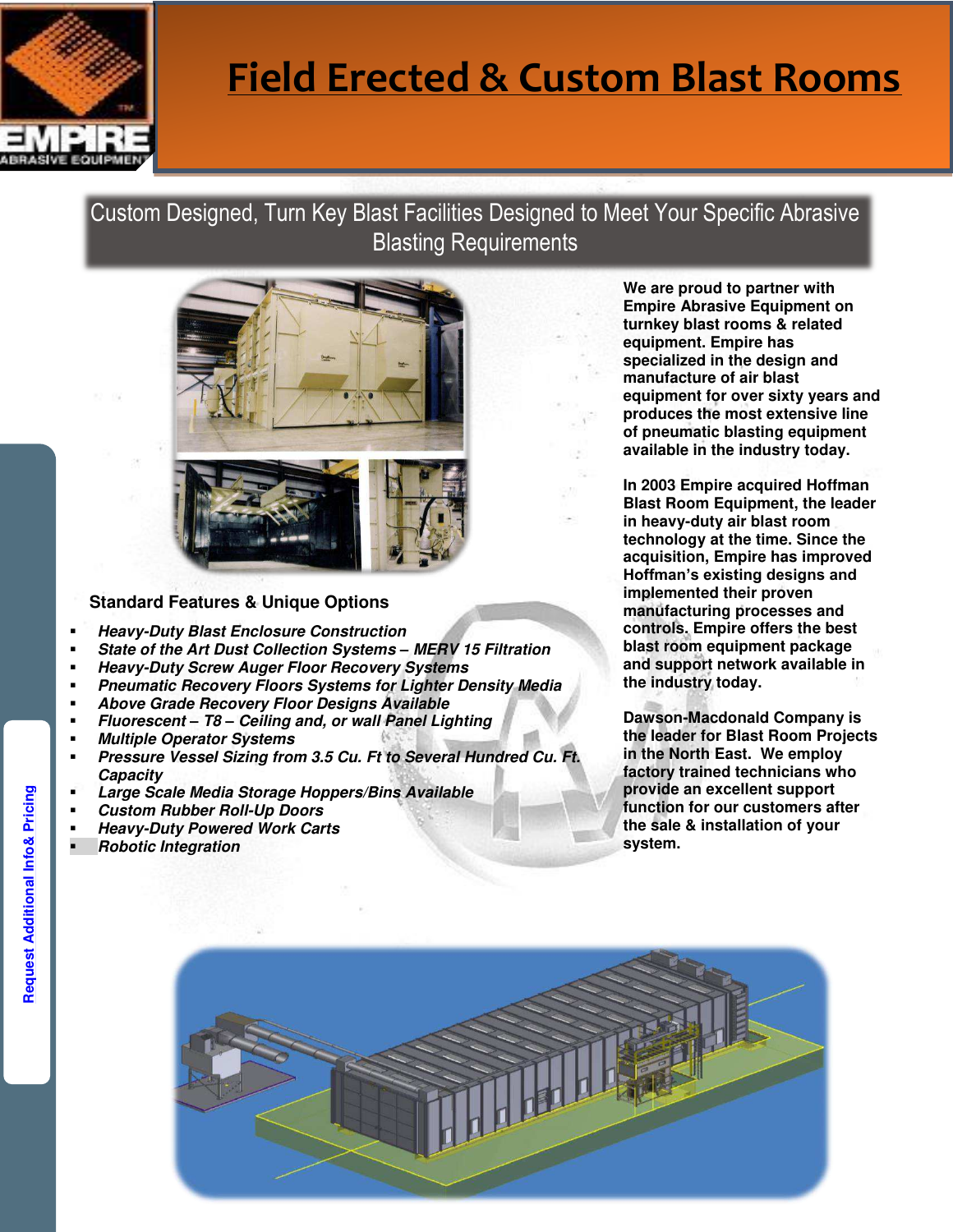# Field Erected & Custom Blast Rooms

## Custom Designed, Turn Key Blast Facilities Designed to Meet Your Specific Abrasive Blasting Requirements

**We are proud to partner with Empire Abrasive Equipment on turnkey blast rooms & related equipment. Empire has specialized in the design and manufacture of air blast equipment for over sixty years and produces the most extensive line of pneumatic blasting equipment available in the industry today.**

**In 2003 Empire acquired Hoffman Blast Room Equipment, the leader in heavy-duty air blast room technology at the time. Since the acquisition, Empire has improved Hoffman's existing designs and implemented their proven manufacturing processes and controls. Empire offers the best blast room equipment package and support network available in the industry today.**

**Dawson-Macdonald Company is the leader for Blast Room Projects in the North East. We employ factory trained technicians who provide an excellent support function for our customers after the sale & installation of your system.**

### Standard Features & Unique Options

- ***Heavy-Duty Blast Enclosure Construction***
- ***State of the Art Dust Collection Systems – MERV 15 Filtration***
- ***Heavy-Duty Screw Auger Floor Recovery Systems***
- ***Pneumatic Recovery Floors Systems for Lighter Density Media***
- ***Above Grade Recovery Floor Designs Available***
- ***Fluorescent – T8 – Ceiling and, or wall Panel Lighting***
- ***Multiple Operator Systems***
- ***Pressure Vessel Sizing from 3.5 Cu. Ft to Several Hundred Cu. Ft. Capacity***
- ***Large Scale Media Storage Hoppers/Bins Available***
- ***Custom Rubber Roll-Up Doors***
- ***Heavy-Duty Powered Work Carts***
- ***Robotic Integration***

Request Additional Info& Pricing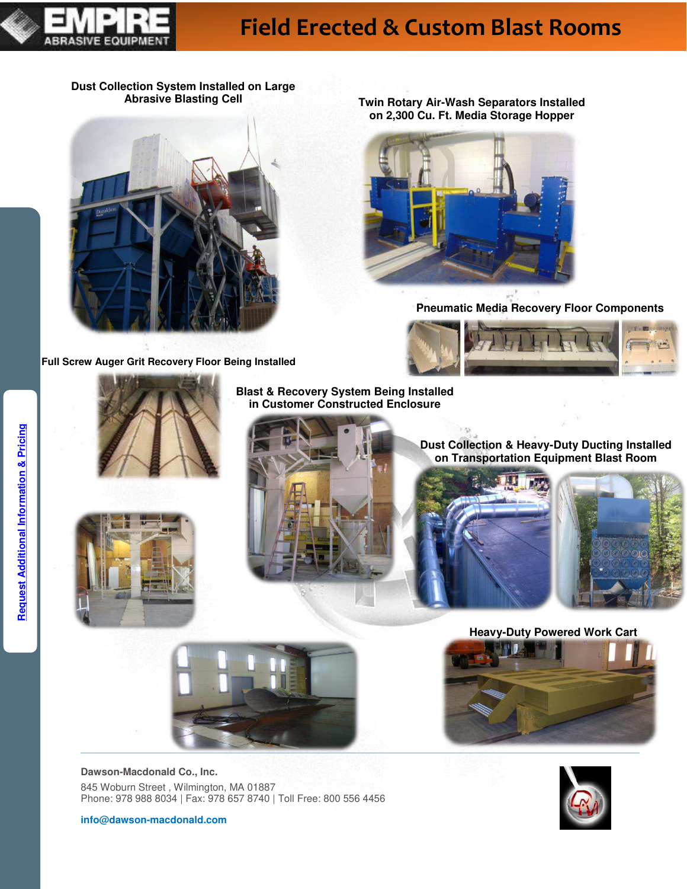# Field Erected & Custom Blast Rooms

Dust Collection System Installed on Large Abrasive Blasting Cell

Twin Rotary Air-Wash Separators Installed on 2,300 Cu. Ft. Media Storage Hopper

Pneumatic Media Recovery Floor Components

Full Screw Auger Grit Recovery Floor Being Installed

Blast & Recovery System Being Installed in Customer Constructed Enclosure

Dust Collection & Heavy-Duty Ducting Installed on Transportation Equipment Blast Room

Heavy-Duty Powered Work Cart

Request Additional Information & Pricing

**Dawson-Macdonald Co., Inc.**

845 Woburn Street , Wilmington, MA 01887
Phone: 978 988 8034 | Fax: 978 657 8740 | Toll Free: 800 556 4456

info@dawson-macdonald.com